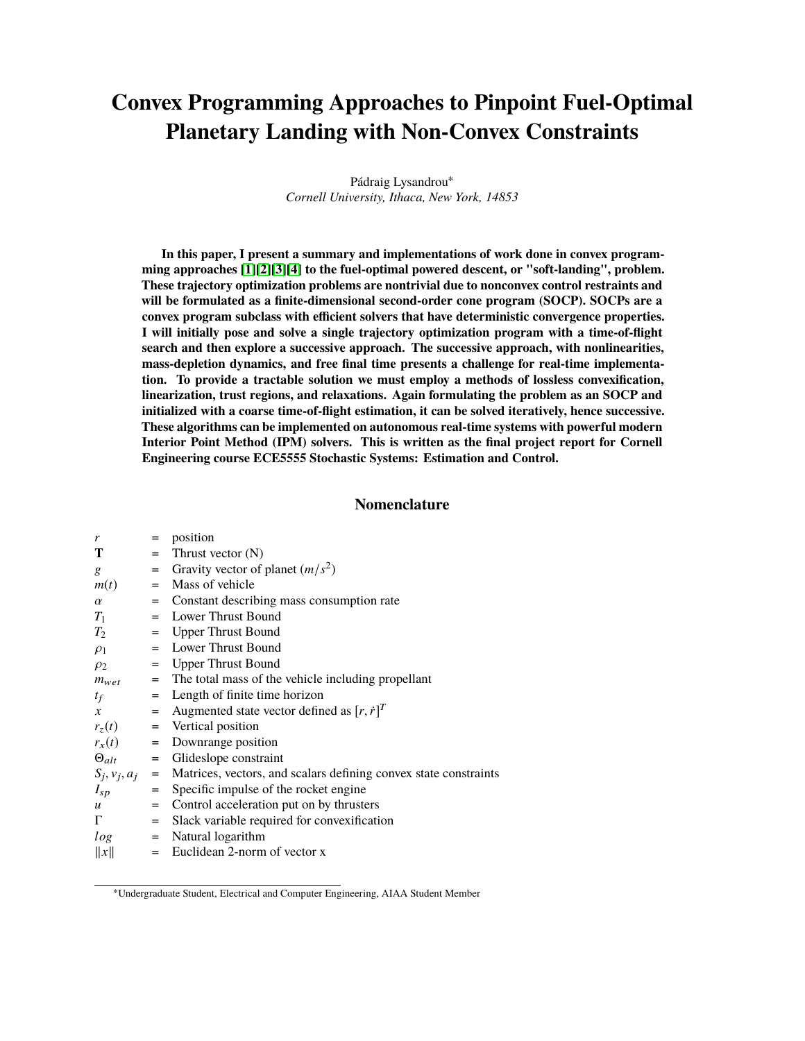# Convex Programming Approaches to Pinpoint Fuel-Optimal Planetary Landing with Non-Convex Constraints

Pádraig Lysandrou[*]
*Cornell University, Ithaca, New York, 14853*

**In this paper, I present a summary and implementations of work done in convex programming approaches [1][2][3][4] to the fuel-optimal powered descent, or "soft-landing", problem. These trajectory optimization problems are nontrivial due to nonconvex control restraints and will be formulated as a finite-dimensional second-order cone program (SOCP). SOCPs are a convex program subclass with efficient solvers that have deterministic convergence properties. I will initially pose and solve a single trajectory optimization program with a time-of-flight search and then explore a successive approach. The successive approach, with nonlinearities, mass-depletion dynamics, and free final time presents a challenge for real-time implementation. To provide a tractable solution we must employ a methods of lossless convexification, linearization, trust regions, and relaxations. Again formulating the problem as an SOCP and initialized with a coarse time-of-flight estimation, it can be solved iteratively, hence successive. These algorithms can be implemented on autonomous real-time systems with powerful modern Interior Point Method (IPM) solvers. This is written as the final project report for Cornell Engineering course ECE5555 Stochastic Systems: Estimation and Control.**

## Nomenclature

| | | |
|---|---|---|
| $r$ | = | position |
| $\mathbf{T}$ | = | Thrust vector (N) |
| $g$ | = | Gravity vector of planet ($m/s^2$) |
| $m(t)$ | = | Mass of vehicle |
| $\alpha$ | = | Constant describing mass consumption rate |
| $T_1$ | = | Lower Thrust Bound |
| $T_2$ | = | Upper Thrust Bound |
| $\rho_1$ | = | Lower Thrust Bound |
| $\rho_2$ | = | Upper Thrust Bound |
| $m_{wet}$ | = | The total mass of the vehicle including propellant |
| $t_f$ | = | Length of finite time horizon |
| $x$ | = | Augmented state vector defined as $[r, \dot{r}]^T$ |
| $r_z(t)$ | = | Vertical position |
| $r_x(t)$ | = | Downrange position |
| $\Theta_{alt}$ | = | Glideslope constraint |
| $S_j, v_j, a_j$ | = | Matrices, vectors, and scalars defining convex state constraints |
| $I_{sp}$ | = | Specific impulse of the rocket engine |
| $u$ | = | Control acceleration put on by thrusters |
| $\Gamma$ | = | Slack variable required for convexification |
| $log$ | = | Natural logarithm |
| $\|x\|$ | = | Euclidean 2-norm of vector x |

[*]Undergraduate Student, Electrical and Computer Engineering, AIAA Student Member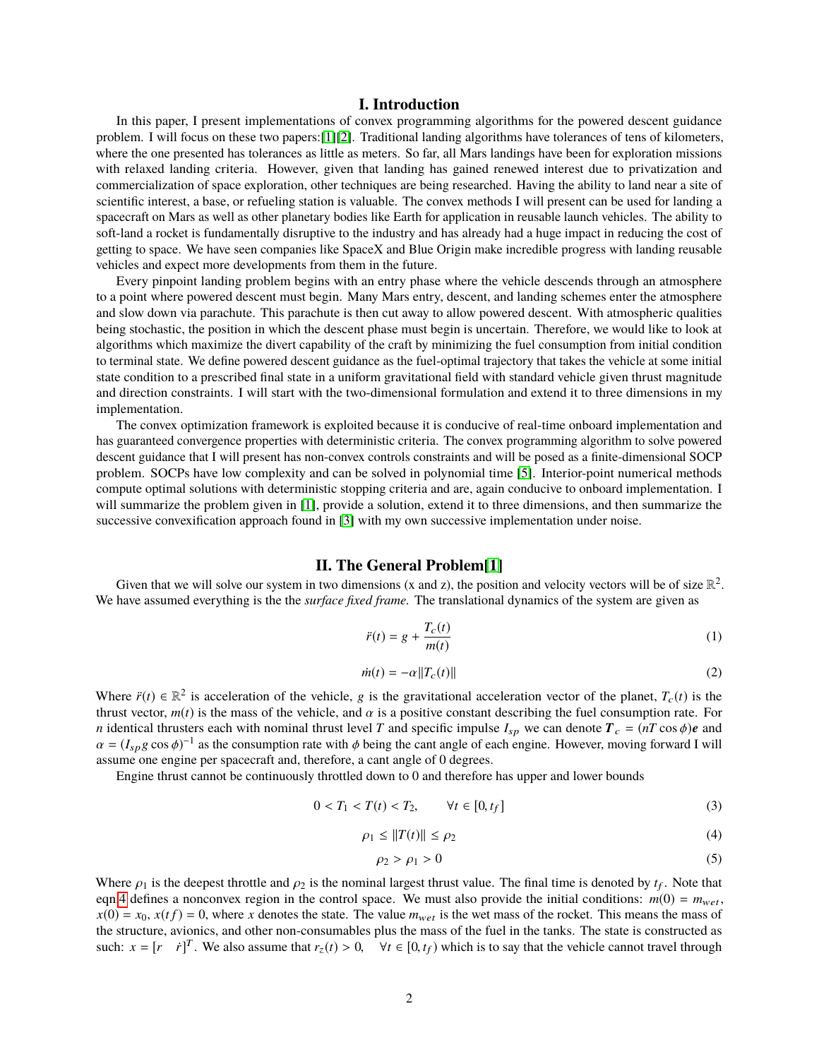# I. Introduction

In this paper, I present implementations of convex programming algorithms for the powered descent guidance problem. I will focus on these two papers:[1][2]. Traditional landing algorithms have tolerances of tens of kilometers, where the one presented has tolerances as little as meters. So far, all Mars landings have been for exploration missions with relaxed landing criteria. However, given that landing has gained renewed interest due to privatization and commercialization of space exploration, other techniques are being researched. Having the ability to land near a site of scientific interest, a base, or refueling station is valuable. The convex methods I will present can be used for landing a spacecraft on Mars as well as other planetary bodies like Earth for application in reusable launch vehicles. The ability to soft-land a rocket is fundamentally disruptive to the industry and has already had a huge impact in reducing the cost of getting to space. We have seen companies like SpaceX and Blue Origin make incredible progress with landing reusable vehicles and expect more developments from them in the future.

Every pinpoint landing problem begins with an entry phase where the vehicle descends through an atmosphere to a point where powered descent must begin. Many Mars entry, descent, and landing schemes enter the atmosphere and slow down via parachute. This parachute is then cut away to allow powered descent. With atmospheric qualities being stochastic, the position in which the descent phase must begin is uncertain. Therefore, we would like to look at algorithms which maximize the divert capability of the craft by minimizing the fuel consumption from initial condition to terminal state. We define powered descent guidance as the fuel-optimal trajectory that takes the vehicle at some initial state condition to a prescribed final state in a uniform gravitational field with standard vehicle given thrust magnitude and direction constraints. I will start with the two-dimensional formulation and extend it to three dimensions in my implementation.

The convex optimization framework is exploited because it is conducive of real-time onboard implementation and has guaranteed convergence properties with deterministic criteria. The convex programming algorithm to solve powered descent guidance that I will present has non-convex controls constraints and will be posed as a finite-dimensional SOCP problem. SOCPs have low complexity and can be solved in polynomial time [5]. Interior-point numerical methods compute optimal solutions with deterministic stopping criteria and are, again conducive to onboard implementation. I will summarize the problem given in [1], provide a solution, extend it to three dimensions, and then summarize the successive convexification approach found in [3] with my own successive implementation under noise.

# II. The General Problem[1]

Given that we will solve our system in two dimensions (x and z), the position and velocity vectors will be of size $\mathbb{R}^2$. We have assumed everything is the the *surface fixed frame*. The translational dynamics of the system are given as

$$\ddot{r}(t) = g + \frac{T_c(t)}{m(t)} \tag{1}$$

$$\dot{m}(t) = -\alpha \|T_c(t)\| \tag{2}$$

Where $\ddot{r}(t) \in \mathbb{R}^2$ is acceleration of the vehicle, $g$ is the gravitational acceleration vector of the planet, $T_c(t)$ is the thrust vector, $m(t)$ is the mass of the vehicle, and $\alpha$ is a positive constant describing the fuel consumption rate. For $n$ identical thrusters each with nominal thrust level $T$ and specific impulse $I_{sp}$ we can denote $\boldsymbol{T}_c = (nT\cos\phi)\boldsymbol{e}$ and $\alpha = (I_{sp} g \cos\phi)^{-1}$ as the consumption rate with $\phi$ being the cant angle of each engine. However, moving forward I will assume one engine per spacecraft and, therefore, a cant angle of 0 degrees.

Engine thrust cannot be continuously throttled down to 0 and therefore has upper and lower bounds

$$0 < T_1 < T(t) < T_2, \qquad \forall t \in [0, t_f] \tag{3}$$

$$\rho_1 \leq \|T(t)\| \leq \rho_2 \tag{4}$$

$$\rho_2 > \rho_1 > 0 \tag{5}$$

Where $\rho_1$ is the deepest throttle and $\rho_2$ is the nominal largest thrust value. The final time is denoted by $t_f$. Note that eqn 4 defines a nonconvex region in the control space. We must also provide the initial conditions: $m(0) = m_{wet}$, $x(0) = x_0$, $x(tf) = 0$, where $x$ denotes the state. The value $m_{wet}$ is the wet mass of the rocket. This means the mass of the structure, avionics, and other non-consumables plus the mass of the fuel in the tanks. The state is constructed as such: $x = [r \quad \dot{r}]^T$. We also assume that $r_z(t) > 0, \quad \forall t \in [0, t_f)$ which is to say that the vehicle cannot travel through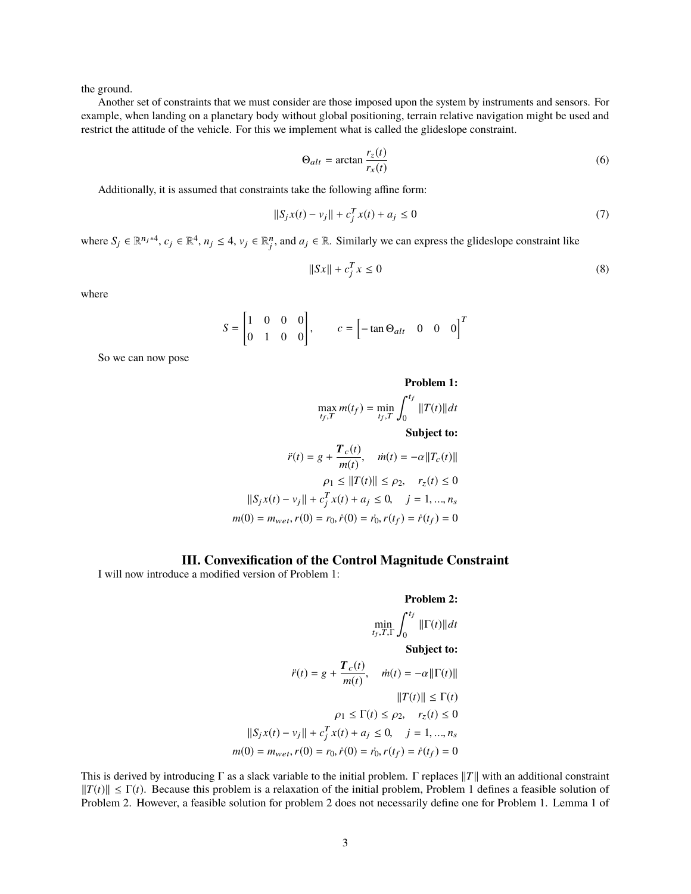the ground.

Another set of constraints that we must consider are those imposed upon the system by instruments and sensors. For example, when landing on a planetary body without global positioning, terrain relative navigation might be used and restrict the attitude of the vehicle. For this we implement what is called the glideslope constraint.

$$\Theta_{alt} = \arctan \frac{r_z(t)}{r_x(t)} \tag{6}$$

Additionally, it is assumed that constraints take the following affine form:

$$\|S_j x(t) - v_j\| + c_j^T x(t) + a_j \leq 0 \tag{7}$$

where $S_j \in \mathbb{R}^{n_j * 4}$, $c_j \in \mathbb{R}^4$, $n_j \leq 4$, $v_j \in \mathbb{R}^n_j$, and $a_j \in \mathbb{R}$. Similarly we can express the glideslope constraint like

$$\|Sx\| + c_j^T x \leq 0 \tag{8}$$

where

$$S = \begin{bmatrix} 1 & 0 & 0 & 0 \\ 0 & 1 & 0 & 0 \end{bmatrix}, \qquad c = \begin{bmatrix} -\tan \Theta_{alt} & 0 & 0 & 0 \end{bmatrix}^T$$

So we can now pose

**Problem 1:**

$$\max_{t_f, T} m(t_f) = \min_{t_f, T} \int_0^{t_f} \|T(t)\| dt$$

**Subject to:**

$$\ddot{r}(t) = g + \frac{\boldsymbol{T}_c(t)}{m(t)}, \quad \dot{m}(t) = -\alpha \|T_c(t)\|$$

$$\rho_1 \leq \|T(t)\| \leq \rho_2, \quad r_z(t) \leq 0$$

$$\|S_j x(t) - v_j\| + c_j^T x(t) + a_j \leq 0, \quad j = 1, \ldots, n_s$$

$$m(0) = m_{wet}, r(0) = r_0, \dot{r}(0) = \dot{r_0}, r(t_f) = \dot{r}(t_f) = 0$$

## III. Convexification of the Control Magnitude Constraint

I will now introduce a modified version of Problem 1:

**Problem 2:**

$$\min_{t_f, T, \Gamma} \int_0^{t_f} \|\Gamma(t)\| dt$$

**Subject to:**

$$\ddot{r}(t) = g + \frac{\boldsymbol{T}_c(t)}{m(t)}, \quad \dot{m}(t) = -\alpha \|\Gamma(t)\|$$

$$\|T(t)\| \leq \Gamma(t)$$

$$\rho_1 \leq \Gamma(t) \leq \rho_2, \quad r_z(t) \leq 0$$

$$\|S_j x(t) - v_j\| + c_j^T x(t) + a_j \leq 0, \quad j = 1, \ldots, n_s$$

$$m(0) = m_{wet}, r(0) = r_0, \dot{r}(0) = \dot{r_0}, r(t_f) = \dot{r}(t_f) = 0$$

This is derived by introducing $\Gamma$ as a slack variable to the initial problem. $\Gamma$ replaces $\|T\|$ with an additional constraint $\|T(t)\| \leq \Gamma(t)$. Because this problem is a relaxation of the initial problem, Problem 1 defines a feasible solution of Problem 2. However, a feasible solution for problem 2 does not necessarily define one for Problem 1. Lemma 1 of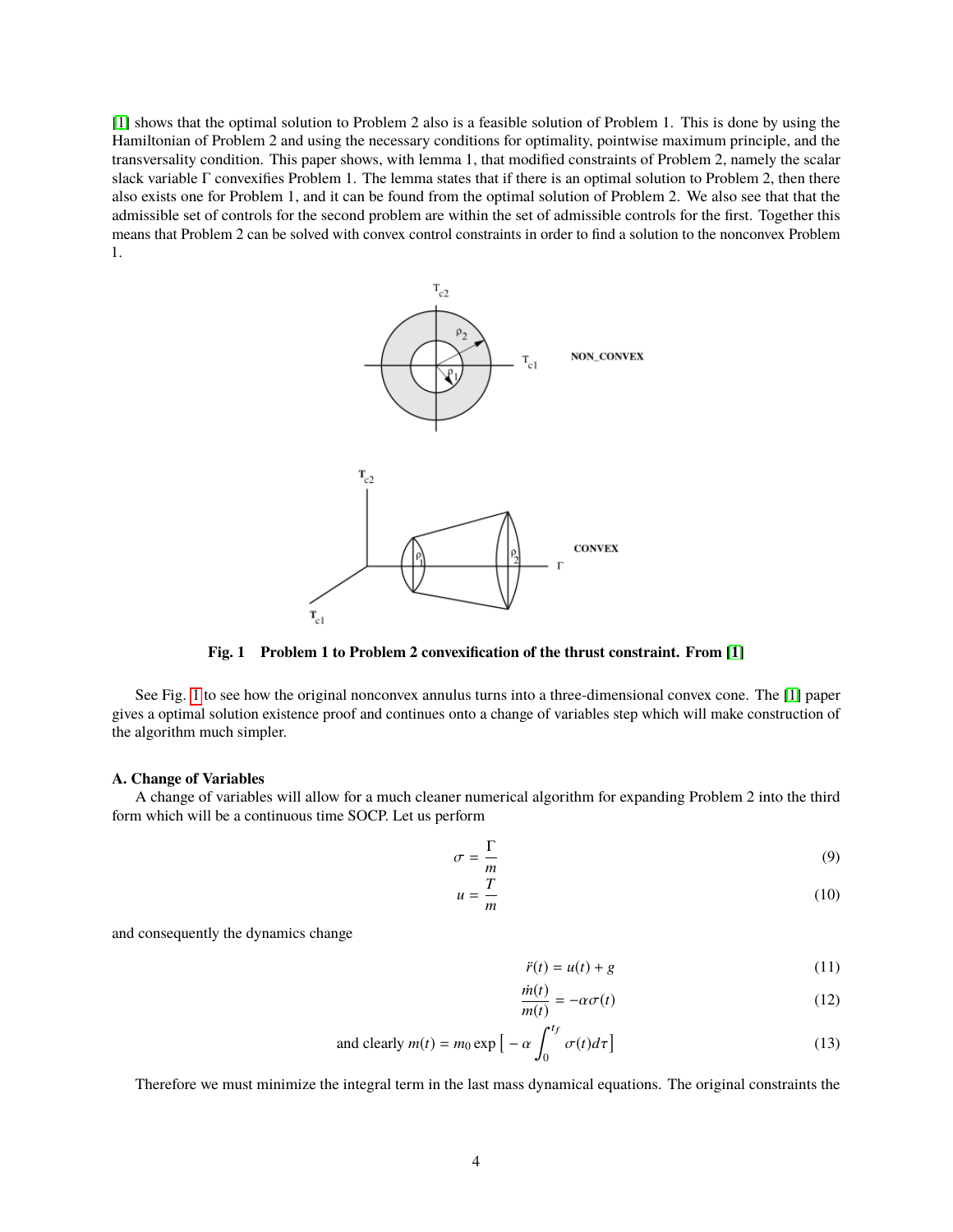[1] shows that the optimal solution to Problem 2 also is a feasible solution of Problem 1. This is done by using the Hamiltonian of Problem 2 and using the necessary conditions for optimality, pointwise maximum principle, and the transversality condition. This paper shows, with lemma 1, that modified constraints of Problem 2, namely the scalar slack variable $\Gamma$ convexifies Problem 1. The lemma states that if there is an optimal solution to Problem 2, then there also exists one for Problem 1, and it can be found from the optimal solution of Problem 2. We also see that that the admissible set of controls for the second problem are within the set of admissible controls for the first. Together this means that Problem 2 can be solved with convex control constraints in order to find a solution to the nonconvex Problem 1.

**Fig. 1 Problem 1 to Problem 2 convexification of the thrust constraint. From [1]**

See Fig. 1 to see how the original nonconvex annulus turns into a three-dimensional convex cone. The [1] paper gives a optimal solution existence proof and continues onto a change of variables step which will make construction of the algorithm much simpler.

### A. Change of Variables

A change of variables will allow for a much cleaner numerical algorithm for expanding Problem 2 into the third form which will be a continuous time SOCP. Let us perform

$$\sigma = \frac{\Gamma}{m} \tag{9}$$

$$u = \frac{T}{m} \tag{10}$$

and consequently the dynamics change

$$\ddot{r}(t) = u(t) + g \tag{11}$$

$$\frac{\dot{m}(t)}{m(t)} = -\alpha\sigma(t) \tag{12}$$

$$\text{and clearly } m(t) = m_0 \exp\big[-\alpha \int_0^{t_f} \sigma(t) d\tau\big] \tag{13}$$

Therefore we must minimize the integral term in the last mass dynamical equations. The original constraints the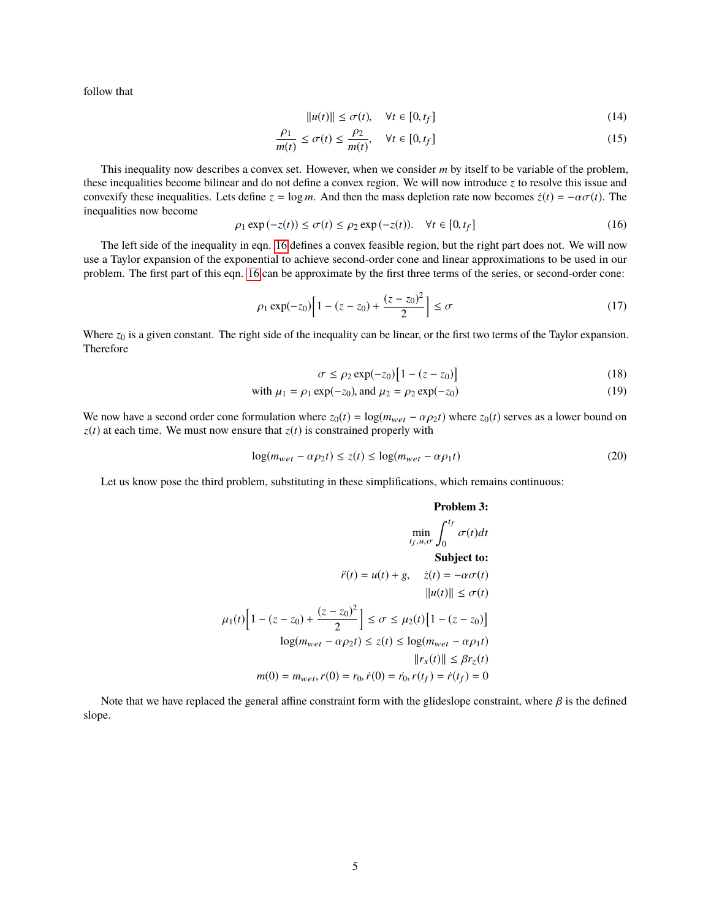follow that

$$\|u(t)\| \leq \sigma(t), \quad \forall t \in [0, t_f] \tag{14}$$

$$\frac{\rho_1}{m(t)} \leq \sigma(t) \leq \frac{\rho_2}{m(t)}, \quad \forall t \in [0, t_f] \tag{15}$$

This inequality now describes a convex set. However, when we consider $m$ by itself to be variable of the problem, these inequalities become bilinear and do not define a convex region. We will now introduce $z$ to resolve this issue and convexify these inequalities. Lets define $z = \log m$. And then the mass depletion rate now becomes $\dot{z}(t) = -\alpha\sigma(t)$. The inequalities now become

$$\rho_1 \exp(-z(t)) \leq \sigma(t) \leq \rho_2 \exp(-z(t)). \quad \forall t \in [0, t_f] \tag{16}$$

The left side of the inequality in eqn. 16 defines a convex feasible region, but the right part does not. We will now use a Taylor expansion of the exponential to achieve second-order cone and linear approximations to be used in our problem. The first part of this eqn. 16 can be approximate by the first three terms of the series, or second-order cone:

$$\rho_1 \exp(-z_0)\Big[1 - (z - z_0) + \frac{(z - z_0)^2}{2}\Big] \leq \sigma \tag{17}$$

Where $z_0$ is a given constant. The right side of the inequality can be linear, or the first two terms of the Taylor expansion. Therefore

$$\sigma \leq \rho_2 \exp(-z_0)\big[1 - (z - z_0)\big] \tag{18}$$

$$\text{with } \mu_1 = \rho_1 \exp(-z_0), \text{and } \mu_2 = \rho_2 \exp(-z_0) \tag{19}$$

We now have a second order cone formulation where $z_0(t) = \log(m_{wet} - \alpha\rho_2 t)$ where $z_0(t)$ serves as a lower bound on $z(t)$ at each time. We must now ensure that $z(t)$ is constrained properly with

$$\log(m_{wet} - \alpha\rho_2 t) \leq z(t) \leq \log(m_{wet} - \alpha\rho_1 t) \tag{20}$$

Let us know pose the third problem, substituting in these simplifications, which remains continuous:

**Problem 3:**

$$\min_{t_f, u, \sigma} \int_0^{t_f} \sigma(t) dt$$

**Subject to:**

$$\ddot{r}(t) = u(t) + g, \quad \dot{z}(t) = -\alpha\sigma(t)$$

$$\|u(t)\| \leq \sigma(t)$$

$$\mu_1(t)\Big[1 - (z - z_0) + \frac{(z - z_0)^2}{2}\Big] \leq \sigma \leq \mu_2(t)\big[1 - (z - z_0)\big]$$

$$\log(m_{wet} - \alpha\rho_2 t) \leq z(t) \leq \log(m_{wet} - \alpha\rho_1 t)$$

$$\|r_x(t)\| \leq \beta r_z(t)$$

$$m(0) = m_{wet}, r(0) = r_0, \dot{r}(0) = \dot{r}_0, r(t_f) = \dot{r}(t_f) = 0$$

Note that we have replaced the general affine constraint form with the glideslope constraint, where $\beta$ is the defined slope.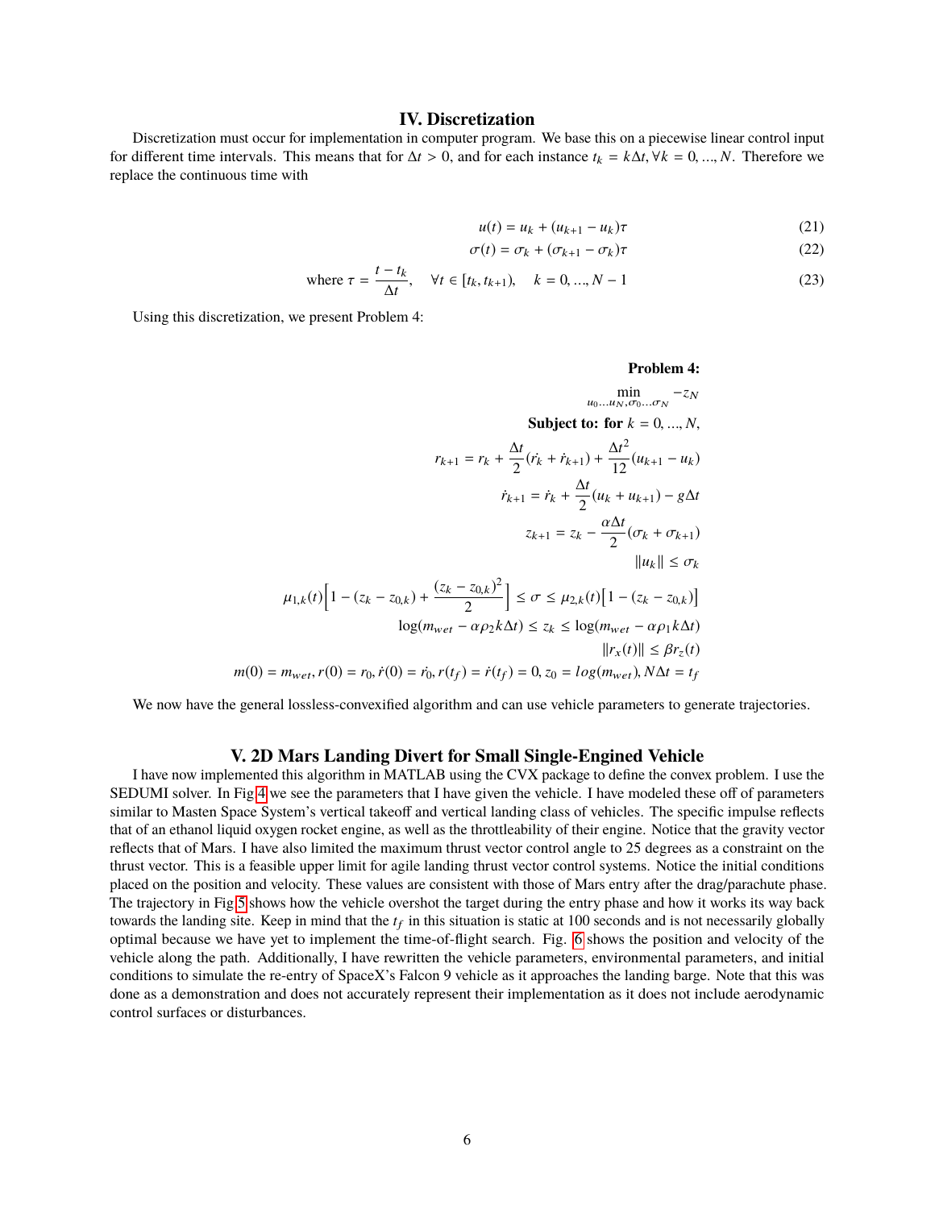## IV. Discretization

Discretization must occur for implementation in computer program. We base this on a piecewise linear control input for different time intervals. This means that for $\Delta t > 0$, and for each instance $t_k = k\Delta t, \forall k = 0, ..., N$. Therefore we replace the continuous time with

$$u(t) = u_k + (u_{k+1} - u_k)\tau \tag{21}$$

$$\sigma(t) = \sigma_k + (\sigma_{k+1} - \sigma_k)\tau \tag{22}$$

$$\text{where } \tau = \frac{t - t_k}{\Delta t}, \quad \forall t \in [t_k, t_{k+1}), \quad k = 0, ..., N-1 \tag{23}$$

Using this discretization, we present Problem 4:

**Problem 4:**

$$\min_{u_0 \ldots u_N, \sigma_0 \ldots \sigma_N} -z_N$$

**Subject to: for** $k = 0, ..., N,$

$$r_{k+1} = r_k + \frac{\Delta t}{2}(\dot{r}_k + \dot{r}_{k+1}) + \frac{\Delta t^2}{12}(u_{k+1} - u_k)$$

$$\dot{r}_{k+1} = \dot{r}_k + \frac{\Delta t}{2}(u_k + u_{k+1}) - g\Delta t$$

$$z_{k+1} = z_k - \frac{\alpha \Delta t}{2}(\sigma_k + \sigma_{k+1})$$

$$\|u_k\| \leq \sigma_k$$

$$\mu_{1,k}(t)\Big[1 - (z_k - z_{0,k}) + \frac{(z_k - z_{0,k})^2}{2}\Big] \leq \sigma \leq \mu_{2,k}(t)\big[1 - (z_k - z_{0,k})\big]$$

$$\log(m_{wet} - \alpha \rho_2 k \Delta t) \leq z_k \leq \log(m_{wet} - \alpha \rho_1 k \Delta t)$$

$$\|r_x(t)\| \leq \beta r_z(t)$$

$$m(0) = m_{wet}, r(0) = r_0, \dot{r}(0) = \dot{r_0}, r(t_f) = \dot{r}(t_f) = 0, z_0 = log(m_{wet}), N\Delta t = t_f$$

We now have the general lossless-convexified algorithm and can use vehicle parameters to generate trajectories.

## V. 2D Mars Landing Divert for Small Single-Engined Vehicle

I have now implemented this algorithm in MATLAB using the CVX package to define the convex problem. I use the SEDUMI solver. In Fig 4 we see the parameters that I have given the vehicle. I have modeled these off of parameters similar to Masten Space System's vertical takeoff and vertical landing class of vehicles. The specific impulse reflects that of an ethanol liquid oxygen rocket engine, as well as the throttleability of their engine. Notice that the gravity vector reflects that of Mars. I have also limited the maximum thrust vector control angle to 25 degrees as a constraint on the thrust vector. This is a feasible upper limit for agile landing thrust vector control systems. Notice the initial conditions placed on the position and velocity. These values are consistent with those of Mars entry after the drag/parachute phase. The trajectory in Fig 5 shows how the vehicle overshot the target during the entry phase and how it works its way back towards the landing site. Keep in mind that the $t_f$ in this situation is static at 100 seconds and is not necessarily globally optimal because we have yet to implement the time-of-flight search. Fig. 6 shows the position and velocity of the vehicle along the path. Additionally, I have rewritten the vehicle parameters, environmental parameters, and initial conditions to simulate the re-entry of SpaceX's Falcon 9 vehicle as it approaches the landing barge. Note that this was done as a demonstration and does not accurately represent their implementation as it does not include aerodynamic control surfaces or disturbances.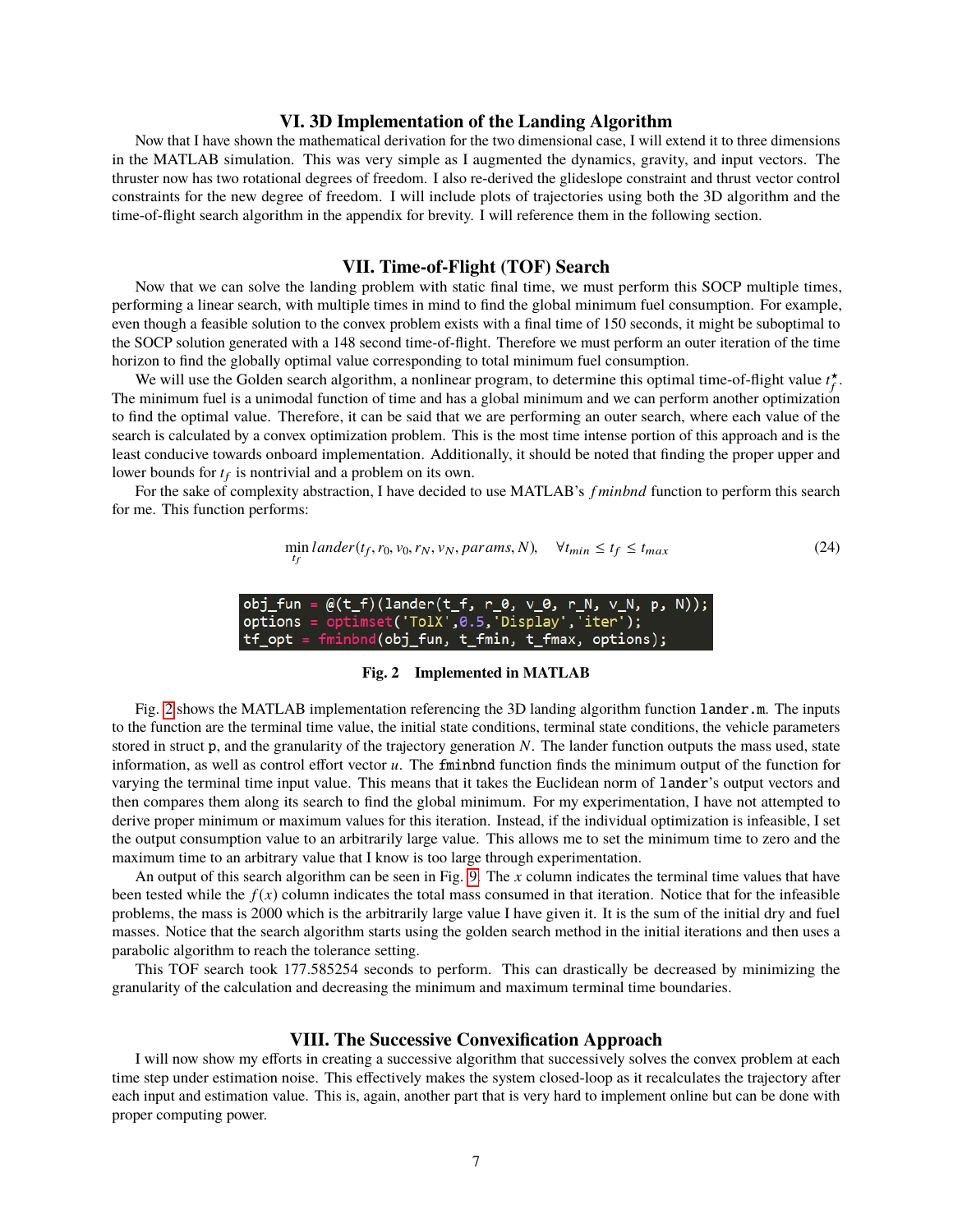## VI. 3D Implementation of the Landing Algorithm

Now that I have shown the mathematical derivation for the two dimensional case, I will extend it to three dimensions in the MATLAB simulation. This was very simple as I augmented the dynamics, gravity, and input vectors. The thruster now has two rotational degrees of freedom. I also re-derived the glideslope constraint and thrust vector control constraints for the new degree of freedom. I will include plots of trajectories using both the 3D algorithm and the time-of-flight search algorithm in the appendix for brevity. I will reference them in the following section.

## VII. Time-of-Flight (TOF) Search

Now that we can solve the landing problem with static final time, we must perform this SOCP multiple times, performing a linear search, with multiple times in mind to find the global minimum fuel consumption. For example, even though a feasible solution to the convex problem exists with a final time of 150 seconds, it might be suboptimal to the SOCP solution generated with a 148 second time-of-flight. Therefore we must perform an outer iteration of the time horizon to find the globally optimal value corresponding to total minimum fuel consumption.

We will use the Golden search algorithm, a nonlinear program, to determine this optimal time-of-flight value $t_f^\star$. The minimum fuel is a unimodal function of time and has a global minimum and we can perform another optimization to find the optimal value. Therefore, it can be said that we are performing an outer search, where each value of the search is calculated by a convex optimization problem. This is the most time intense portion of this approach and is the least conducive towards onboard implementation. Additionally, it should be noted that finding the proper upper and lower bounds for $t_f$ is nontrivial and a problem on its own.

For the sake of complexity abstraction, I have decided to use MATLAB's $fminbnd$ function to perform this search for me. This function performs:

$$\min_{t_f} lander(t_f, r_0, v_0, r_N, v_N, params, N), \quad \forall t_{min} \leq t_f \leq t_{max} \tag{24}$$

```
obj_fun = @(t_f)(lander(t_f, r_0, v_0, r_N, v_N, p, N));
options = optimset('TolX',0.5,'Display','iter');
tf_opt = fminbnd(obj_fun, t_fmin, t_fmax, options);
```

**Fig. 2 Implemented in MATLAB**

Fig. 2 shows the MATLAB implementation referencing the 3D landing algorithm function `lander.m`. The inputs to the function are the terminal time value, the initial state conditions, terminal state conditions, the vehicle parameters stored in struct `p`, and the granularity of the trajectory generation $N$. The lander function outputs the mass used, state information, as well as control effort vector $u$. The `fminbnd` function finds the minimum output of the function for varying the terminal time input value. This means that it takes the Euclidean norm of `lander`'s output vectors and then compares them along its search to find the global minimum. For my experimentation, I have not attempted to derive proper minimum or maximum values for this iteration. Instead, if the individual optimization is infeasible, I set the output consumption value to an arbitrarily large value. This allows me to set the minimum time to zero and the maximum time to an arbitrary value that I know is too large through experimentation.

An output of this search algorithm can be seen in Fig. 9. The $x$ column indicates the terminal time values that have been tested while the $f(x)$ column indicates the total mass consumed in that iteration. Notice that for the infeasible problems, the mass is 2000 which is the arbitrarily large value I have given it. It is the sum of the initial dry and fuel masses. Notice that the search algorithm starts using the golden search method in the initial iterations and then uses a parabolic algorithm to reach the tolerance setting.

This TOF search took 177.585254 seconds to perform. This can drastically be decreased by minimizing the granularity of the calculation and decreasing the minimum and maximum terminal time boundaries.

## VIII. The Successive Convexification Approach

I will now show my efforts in creating a successive algorithm that successively solves the convex problem at each time step under estimation noise. This effectively makes the system closed-loop as it recalculates the trajectory after each input and estimation value. This is, again, another part that is very hard to implement online but can be done with proper computing power.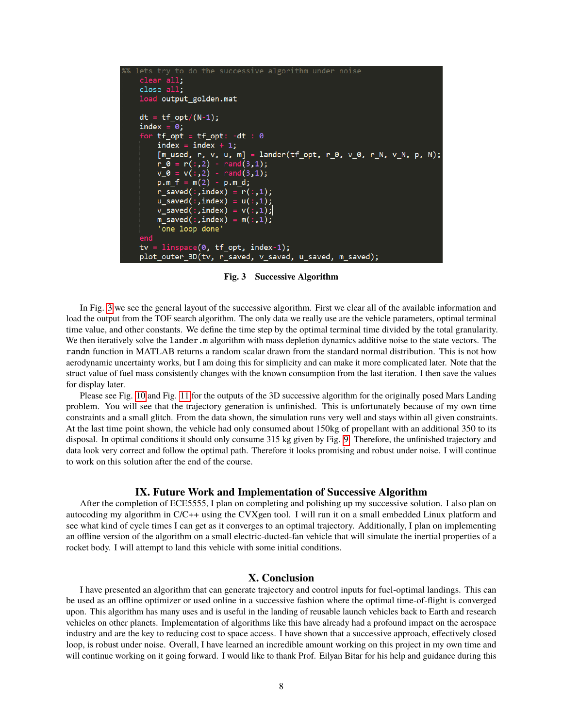```
%% lets try to do the successive algorithm under noise
    clear all;
    close all;
    load output_golden.mat

    dt = tf_opt/(N-1);
    index = 0;
    for tf_opt = tf_opt: -dt : 0
        index = index + 1;
        [m_used, r, v, u, m] = lander(tf_opt, r_0, v_0, r_N, v_N, p, N);
        r_0 = r(:,2) - rand(3,1);
        v_0 = v(:,2) - rand(3,1);
        p.m_f = m(2) - p.m_d;
        r_saved(:,index) = r(:,1);
        u_saved(:,index) = u(:,1);
        v_saved(:,index) = v(:,1);
        m_saved(:,index) = m(:,1);
        'one loop done'
    end
    tv = linspace(0, tf_opt, index-1);
    plot_outer_3D(tv, r_saved, v_saved, u_saved, m_saved);
```

**Fig. 3 Successive Algorithm**

In Fig. 3 we see the general layout of the successive algorithm. First we clear all of the available information and load the output from the TOF search algorithm. The only data we really use are the vehicle parameters, optimal terminal time value, and other constants. We define the time step by the optimal terminal time divided by the total granularity. We then iteratively solve the `lander.m` algorithm with mass depletion dynamics additive noise to the state vectors. The `randn` function in MATLAB returns a random scalar drawn from the standard normal distribution. This is not how aerodynamic uncertainty works, but I am doing this for simplicity and can make it more complicated later. Note that the struct value of fuel mass consistently changes with the known consumption from the last iteration. I then save the values for display later.

Please see Fig. 10 and Fig. 11 for the outputs of the 3D successive algorithm for the originally posed Mars Landing problem. You will see that the trajectory generation is unfinished. This is unfortunately because of my own time constraints and a small glitch. From the data shown, the simulation runs very well and stays within all given constraints. At the last time point shown, the vehicle had only consumed about 150kg of propellant with an additional 350 to its disposal. In optimal conditions it should only consume 315 kg given by Fig. 9. Therefore, the unfinished trajectory and data look very correct and follow the optimal path. Therefore it looks promising and robust under noise. I will continue to work on this solution after the end of the course.

# IX. Future Work and Implementation of Successive Algorithm

After the completion of ECE5555, I plan on completing and polishing up my successive solution. I also plan on autocoding my algorithm in C/C++ using the CVXgen tool. I will run it on a small embedded Linux platform and see what kind of cycle times I can get as it converges to an optimal trajectory. Additionally, I plan on implementing an offline version of the algorithm on a small electric-ducted-fan vehicle that will simulate the inertial properties of a rocket body. I will attempt to land this vehicle with some initial conditions.

# X. Conclusion

I have presented an algorithm that can generate trajectory and control inputs for fuel-optimal landings. This can be used as an offline optimizer or used online in a successive fashion where the optimal time-of-flight is converged upon. This algorithm has many uses and is useful in the landing of reusable launch vehicles back to Earth and research vehicles on other planets. Implementation of algorithms like this have already had a profound impact on the aerospace industry and are the key to reducing cost to space access. I have shown that a successive approach, effectively closed loop, is robust under noise. Overall, I have learned an incredible amount working on this project in my own time and will continue working on it going forward. I would like to thank Prof. Eilyan Bitar for his help and guidance during this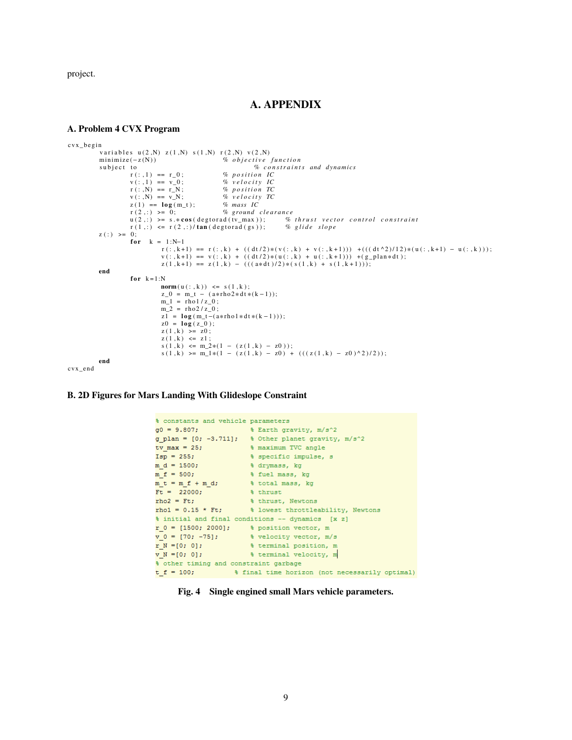project.

# A. APPENDIX

## A. Problem 4 CVX Program

```
cvx_begin
        variables u(2,N) z(1,N) s(1,N) r(2,N) v(2,N)
        minimize(-z(N))                    % objective function
        subject to                                  % constraints and dynamics
                r(:,1) == r_0;             % position IC
                v(:,1) == v_0;             % velocity IC
                r(:,N) == r_N;             % position TC
                v(:,N) == v_N;             % velocity TC
                z(1) == log(m_t);          % mass IC
                r(2,:) >= 0;               % ground clearance
                u(2,:) >= s.*cos(degtorad(tv_max));      % thrust vector control constraint
                r(1,:) <= r(2,:)/tan(degtorad(gs));      % glide slope
        z(:) >= 0;
                for  k = 1:N-1
                        r(:,k+1) == r(:,k) + ((dt/2)*(v(:,k) + v(:,k+1))) +(((dt^2)/12)*(u(:,k+1) - u(:,k)));
                        v(:,k+1) == v(:,k) + ((dt/2)*(u(:,k) + u(:,k+1))) +(g_plan*dt);
                        z(1,k+1) == z(1,k) - (((a*dt)/2)*(s(1,k) + s(1,k+1)));
        end
                for k=1:N
                        norm(u(:,k)) <= s(1,k);
                        z_0 = m_t - (a*rho2*dt*(k-1));
                        m_1 = rho1/z_0;
                        m_2 = rho2/z_0;
                        z1 = log(m_t-(a*rho1*dt*(k-1)));
                        z0 = log(z_0);
                        z(1,k) >= z0;
                        z(1,k) <= z1;
                        s(1,k) <= m_2*(1 - (z(1,k) - z0));
                        s(1,k) >= m_1*(1 - (z(1,k) - z0) + (((z(1,k) - z0)^2)/2));
        end
cvx_end
```

## B. 2D Figures for Mars Landing With Glideslope Constraint

```
% constants and vehicle parameters
g0 = 9.807;              % Earth gravity, m/s^2
g_plan = [0; -3.711];    % Other planet gravity, m/s^2
tv_max = 25;             % maximum TVC angle
Isp = 255;               % specific impulse, s
m_d = 1500;              % drymass, kg
m_f = 500;               % fuel mass, kg
m_t = m_f + m_d;         % total mass, kg
Ft =  22000;             % thrust
rho2 = Ft;               % thrust, Newtons
rho1 = 0.15 * Ft;        % lowest throttleability, Newtons
% initial and final conditions -- dynamics  [x z]
r_0 = [1500; 2000];      % position vector, m
v_0 = [70; -75];         % velocity vector, m/s
r_N =[0; 0];             % terminal position, m
v_N =[0; 0];             % terminal velocity, m
% other timing and constraint garbage
t_f = 100;          % final time horizon (not necessarily optimal)
```

**Fig. 4 Single engined small Mars vehicle parameters.**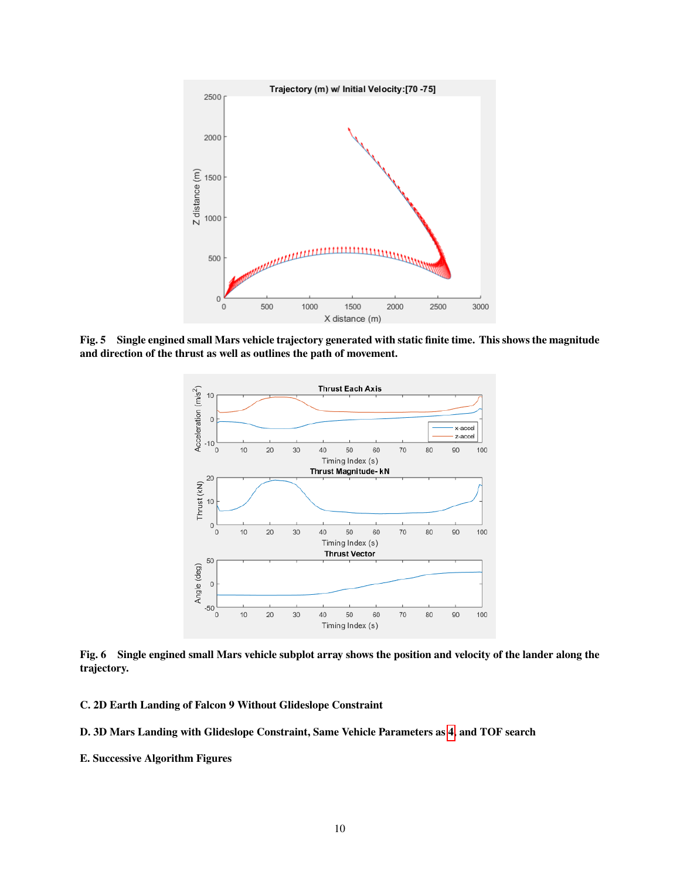**Fig. 5 Single engined small Mars vehicle trajectory generated with static finite time. This shows the magnitude and direction of the thrust as well as outlines the path of movement.**

**Fig. 6 Single engined small Mars vehicle subplot array shows the position and velocity of the lander along the trajectory.**

### C. 2D Earth Landing of Falcon 9 Without Glideslope Constraint

### D. 3D Mars Landing with Glideslope Constraint, Same Vehicle Parameters as [4], and TOF search

### E. Successive Algorithm Figures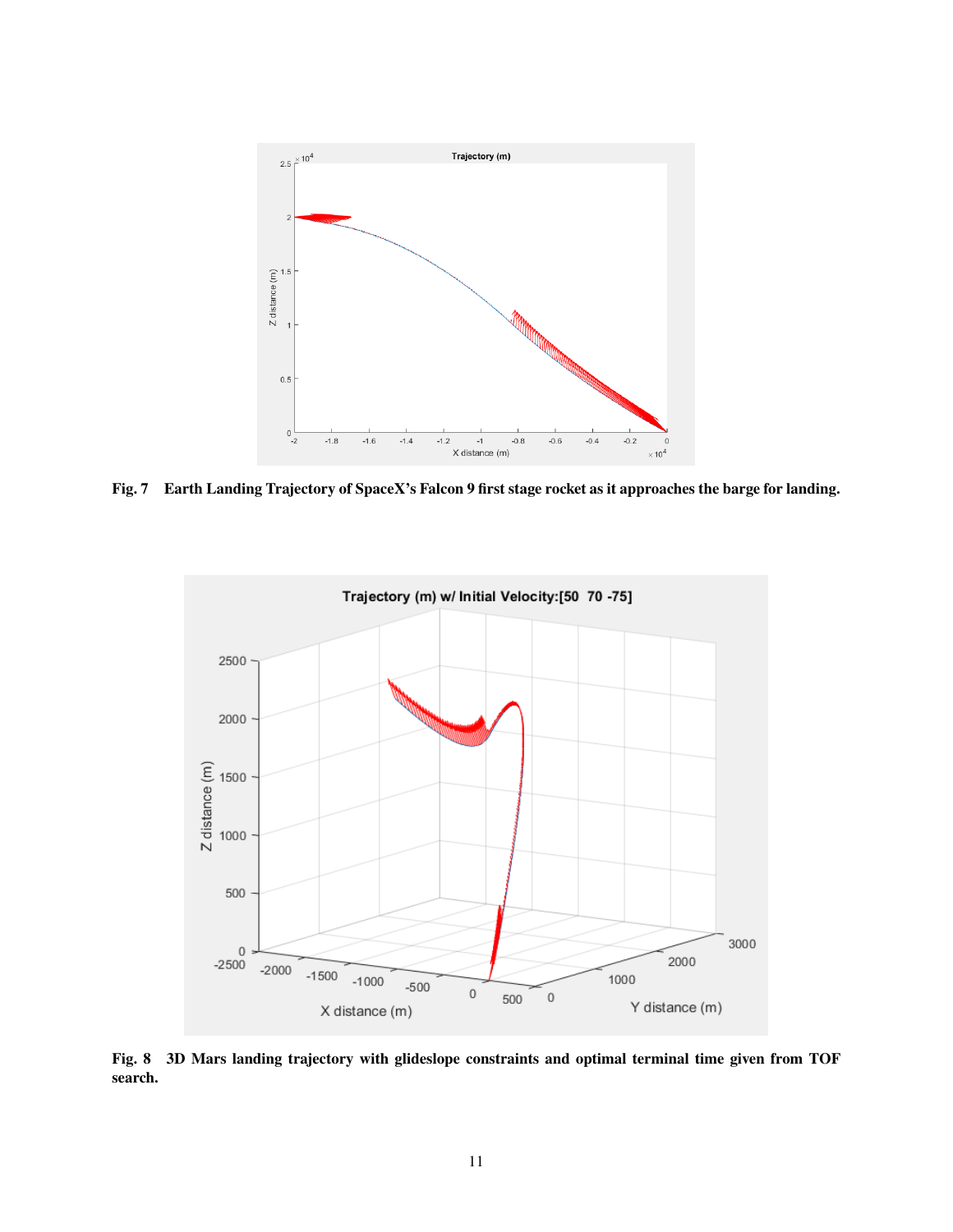Fig. 7 Earth Landing Trajectory of SpaceX's Falcon 9 first stage rocket as it approaches the barge for landing.

Fig. 8 3D Mars landing trajectory with glideslope constraints and optimal terminal time given from TOF search.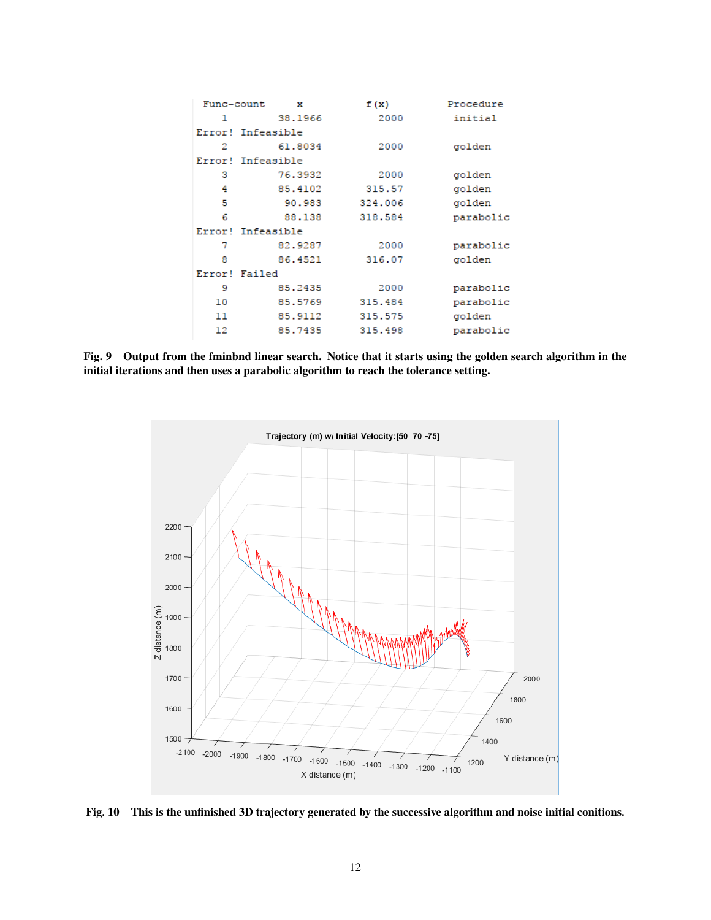```
 Func-count     x          f(x)         Procedure
    1        38.1966        2000         initial
Error! Infeasible
    2        61.8034        2000         golden
Error! Infeasible
    3        76.3932        2000         golden
    4        85.4102      315.57         golden
    5         90.983     324.006         golden
    6         88.138     318.584         parabolic
Error! Infeasible
    7        82.9287        2000         parabolic
    8        86.4521      316.07         golden
Error! Failed
    9        85.2435        2000         parabolic
   10        85.5769     315.484         parabolic
   11        85.9112     315.575         golden
   12        85.7435     315.498         parabolic
```

**Fig. 9 Output from the fminbnd linear search. Notice that it starts using the golden search algorithm in the initial iterations and then uses a parabolic algorithm to reach the tolerance setting.**

**Fig. 10 This is the unfinished 3D trajectory generated by the successive algorithm and noise initial conitions.**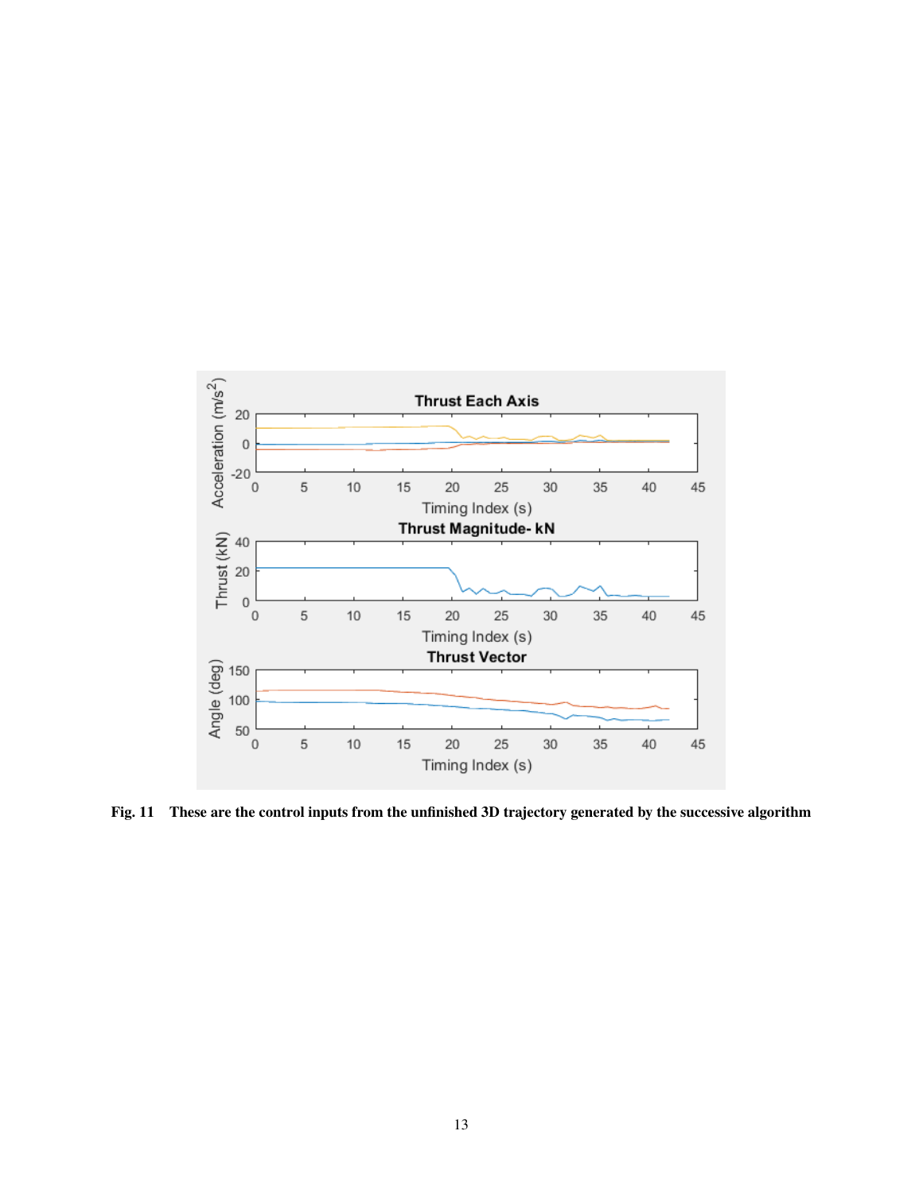**Fig. 11 These are the control inputs from the unfinished 3D trajectory generated by the successive algorithm**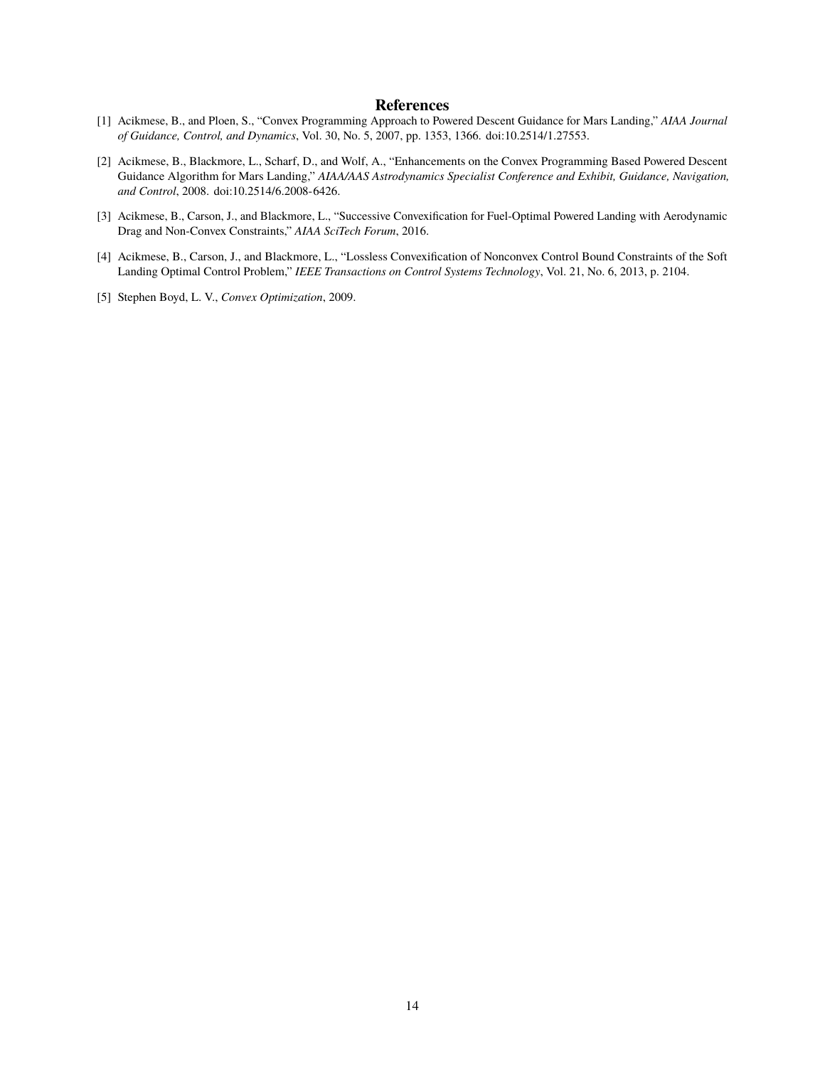# References

[1] Acikmese, B., and Ploen, S., "Convex Programming Approach to Powered Descent Guidance for Mars Landing," *AIAA Journal of Guidance, Control, and Dynamics*, Vol. 30, No. 5, 2007, pp. 1353, 1366. doi:10.2514/1.27553.

[2] Acikmese, B., Blackmore, L., Scharf, D., and Wolf, A., "Enhancements on the Convex Programming Based Powered Descent Guidance Algorithm for Mars Landing," *AIAA/AAS Astrodynamics Specialist Conference and Exhibit, Guidance, Navigation, and Control*, 2008. doi:10.2514/6.2008-6426.

[3] Acikmese, B., Carson, J., and Blackmore, L., "Successive Convexification for Fuel-Optimal Powered Landing with Aerodynamic Drag and Non-Convex Constraints," *AIAA SciTech Forum*, 2016.

[4] Acikmese, B., Carson, J., and Blackmore, L., "Lossless Convexification of Nonconvex Control Bound Constraints of the Soft Landing Optimal Control Problem," *IEEE Transactions on Control Systems Technology*, Vol. 21, No. 6, 2013, p. 2104.

[5] Stephen Boyd, L. V., *Convex Optimization*, 2009.